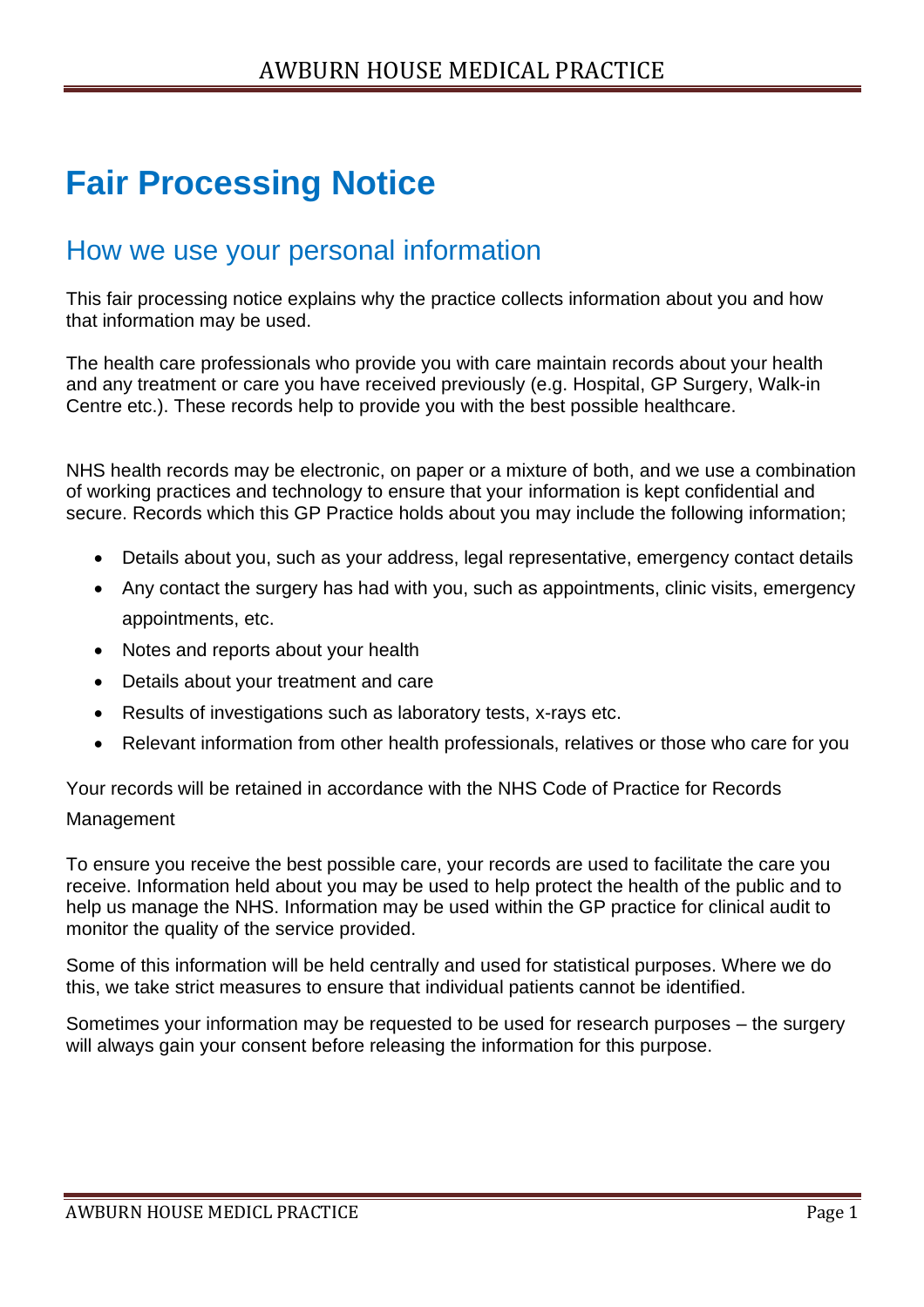# Fair Processing Notice

## How we use your personal information

This fair processing notice explains why the practice collects information about you and how that information may be used.

The health care professionals who provide you with care maintain records about your health and any treatment or care you have received previously (e.g. Hospital, GP Surgery, Walk-in Centre etc.). These records help to provide you with the best possible healthcare.

NHS health records may be electronic, on paper or a mixture of both, and we use a combination of working practices and technology to ensure that your information is kept confidential and secure. Records which this GP Practice holds about you may include the following information;

- Details about you, such as your address, legal representative, emergency contact details
- Any contact the surgery has had with you, such as appointments, clinic visits, emergency appointments, etc.
- Notes and reports about your health
- Details about your treatment and care
- Results of investigations such as laboratory tests, x-rays etc.
- Relevant information from other health professionals, relatives or those who care for you

Your records will be retained in accordance with the NHS Code of Practice for Records Management

To ensure you receive the best possible care, your records are used to facilitate the care you receive. Information held about you may be used to help protect the health of the public and to help us manage the NHS. Information may be used within the GP practice for clinical audit to monitor the quality of the service provided.

Some of this information will be held centrally and used for statistical purposes. Where we do this, we take strict measures to ensure that individual patients cannot be identified.

Sometimes your information may be requested to be used for research purposes – the surgery will always gain your consent before releasing the information for this purpose.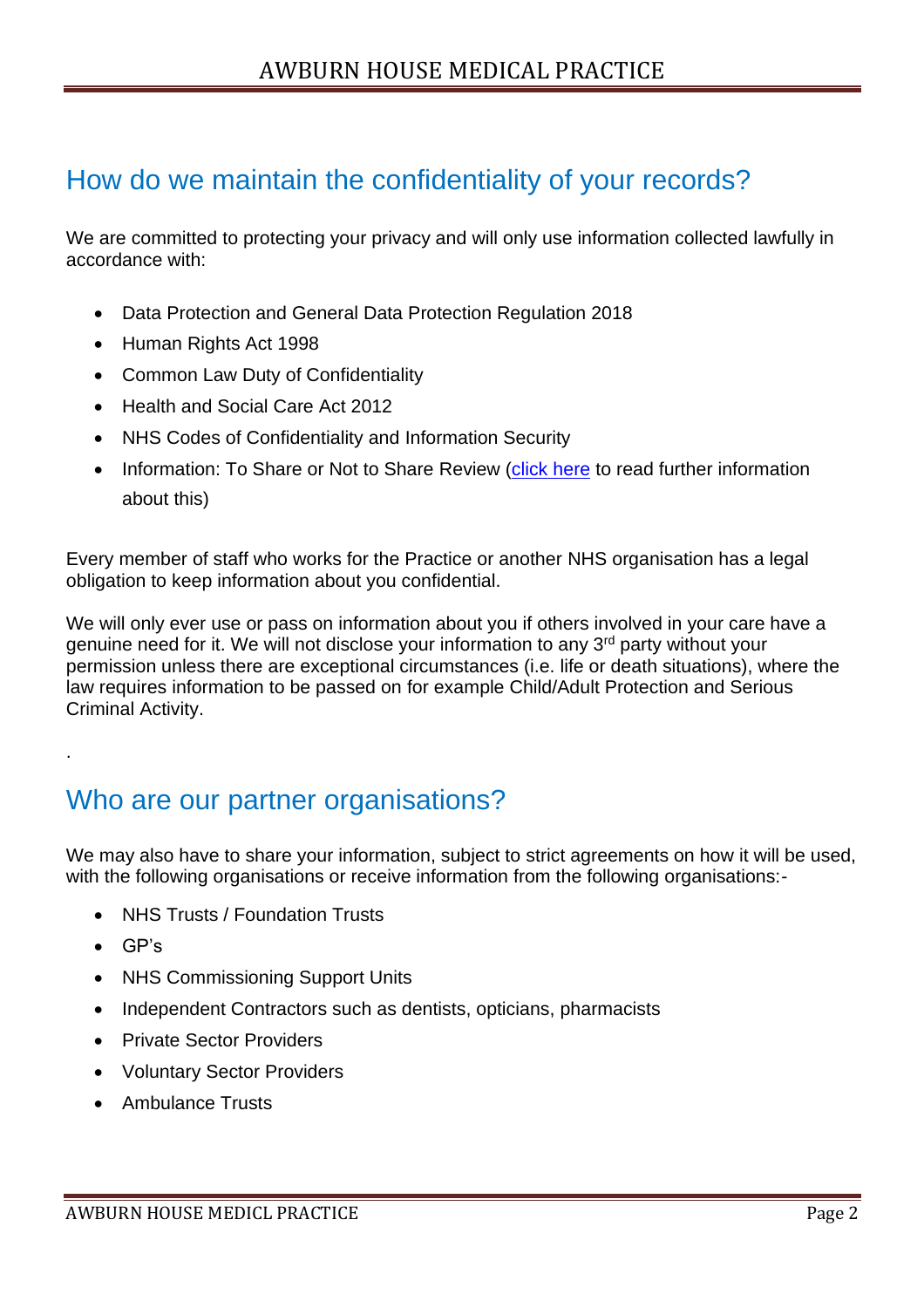## How do we maintain the confidentiality of your records?

We are committed to protecting your privacy and will only use information collected lawfully in accordance with:

- Data Protection and General Data Protection Regulation 2018
- Human Rights Act 1998
- Common Law Duty of Confidentiality
- Health and Social Care Act 2012
- NHS Codes of Confidentiality and Information Security
- Information: To Share or Not to Share Review (click here to read further information about this)

Every member of staff who works for the Practice or another NHS organisation has a legal obligation to keep information about you confidential.

We will only ever use or pass on information about you if others involved in your care have a genuine need for it. We will not disclose your information to any 3rd party without your permission unless there are exceptional circumstances (i.e. life or death situations), where the law requires information to be passed on for example Child/Adult Protection and Serious Criminal Activity.

.

## Who are our partner organisations?

We may also have to share your information, subject to strict agreements on how it will be used, with the following organisations or receive information from the following organisations:-

- NHS Trusts / Foundation Trusts
- GP's
- NHS Commissioning Support Units
- Independent Contractors such as dentists, opticians, pharmacists
- Private Sector Providers
- Voluntary Sector Providers
- Ambulance Trusts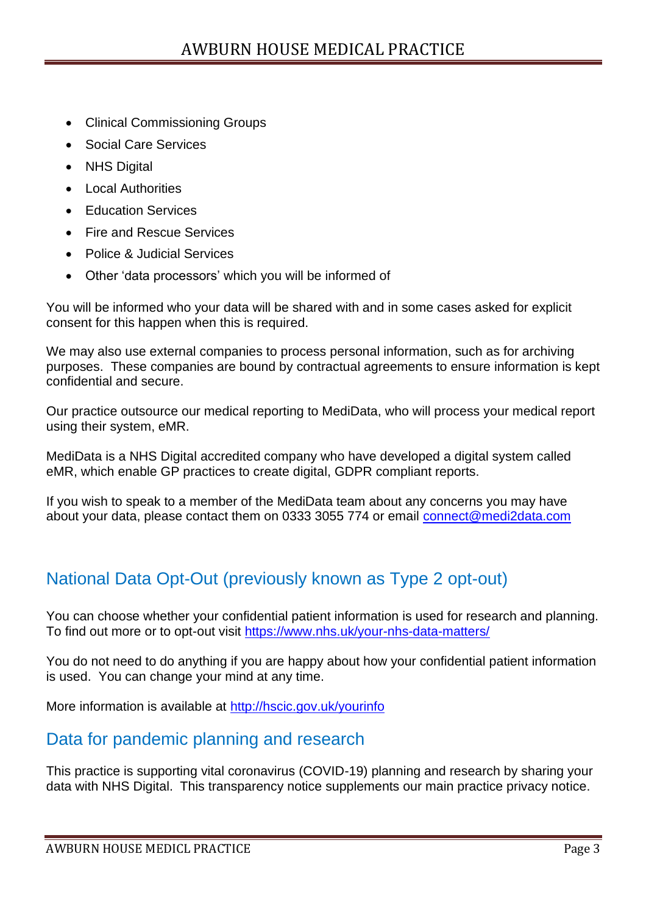- Clinical Commissioning Groups
- Social Care Services
- NHS Digital
- Local Authorities
- Education Services
- Fire and Rescue Services
- Police & Judicial Services
- Other 'data processors' which you will be informed of

You will be informed who your data will be shared with and in some cases asked for explicit consent for this happen when this is required.

We may also use external companies to process personal information, such as for archiving purposes. These companies are bound by contractual agreements to ensure information is kept confidential and secure.

Our practice outsource our medical reporting to MediData, who will process your medical report using their system, eMR.

MediData is a NHS Digital accredited company who have developed a digital system called eMR, which enable GP practices to create digital, GDPR compliant reports.

If you wish to speak to a member of the MediData team about any concerns you may have about your data, please contact them on 0333 3055 774 or email [connect@medi2data.com](mailto:connect@medi2data.com)

## National Data Opt-Out (previously known as Type 2 opt-out)

You can choose whether your confidential patient information is used for research and planning. To find out more or to opt-out visit [https://www.nhs.uk/your-nhs-data-matters/](https://www.nhs.uk/your-nhs-data-matters/)

You do not need to do anything if you are happy about how your confidential patient information is used. You can change your mind at any time.

More information is available at [http://hscic.gov.uk/yourinfo](http://hscic.gov.uk/yourinfo)

## Data for pandemic planning and research

This practice is supporting vital coronavirus (COVID-19) planning and research by sharing your data with NHS Digital. This transparency notice supplements our main practice privacy notice.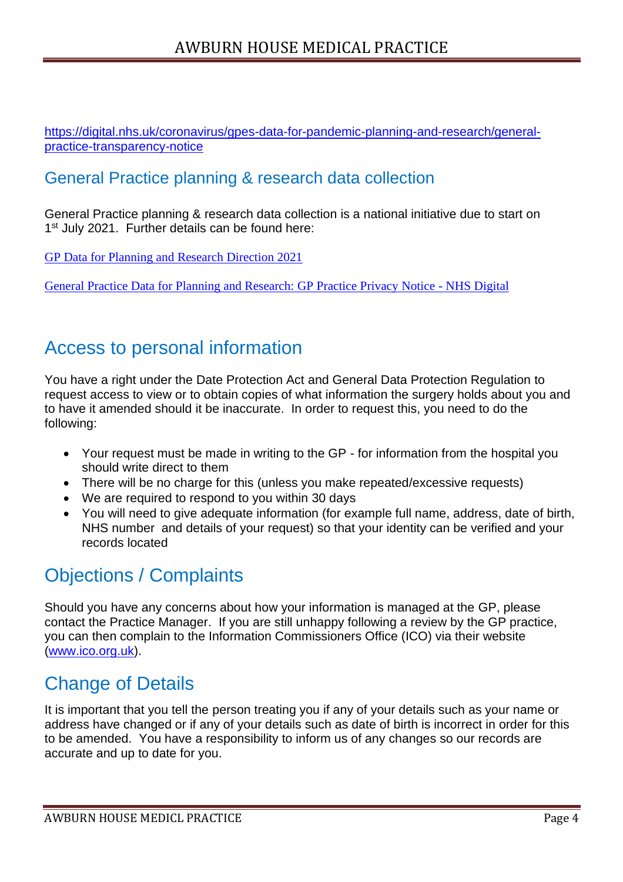https://digital.nhs.uk/coronavirus/gpes-data-for-pandemic-planning-and-research/general-practice-transparency-notice

## General Practice planning & research data collection

General Practice planning & research data collection is a national initiative due to start on 1st July 2021. Further details can be found here:

GP Data for Planning and Research Direction 2021

General Practice Data for Planning and Research: GP Practice Privacy Notice - NHS Digital

# Access to personal information

You have a right under the Date Protection Act and General Data Protection Regulation to request access to view or to obtain copies of what information the surgery holds about you and to have it amended should it be inaccurate. In order to request this, you need to do the following:

- Your request must be made in writing to the GP - for information from the hospital you should write direct to them
- There will be no charge for this (unless you make repeated/excessive requests)
- We are required to respond to you within 30 days
- You will need to give adequate information (for example full name, address, date of birth, NHS number and details of your request) so that your identity can be verified and your records located

# Objections / Complaints

Should you have any concerns about how your information is managed at the GP, please contact the Practice Manager. If you are still unhappy following a review by the GP practice, you can then complain to the Information Commissioners Office (ICO) via their website (www.ico.org.uk).

# Change of Details

It is important that you tell the person treating you if any of your details such as your name or address have changed or if any of your details such as date of birth is incorrect in order for this to be amended. You have a responsibility to inform us of any changes so our records are accurate and up to date for you.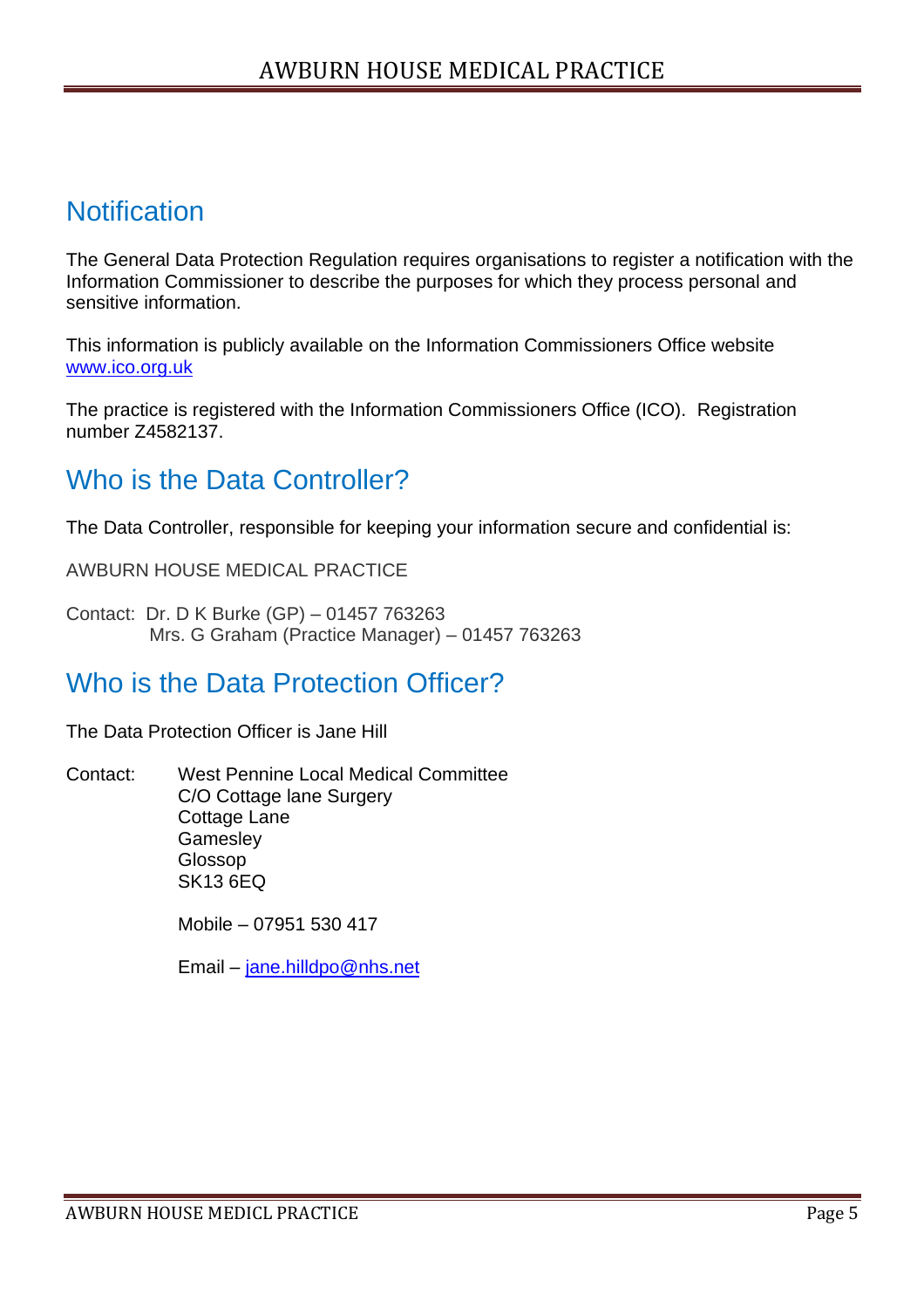## Notification

The General Data Protection Regulation requires organisations to register a notification with the Information Commissioner to describe the purposes for which they process personal and sensitive information.

This information is publicly available on the Information Commissioners Office website www.ico.org.uk

The practice is registered with the Information Commissioners Office (ICO). Registration number Z4582137.

## Who is the Data Controller?

The Data Controller, responsible for keeping your information secure and confidential is:

AWBURN HOUSE MEDICAL PRACTICE

Contact: Dr. D K Burke (GP) – 01457 763263
Mrs. G Graham (Practice Manager) – 01457 763263

## Who is the Data Protection Officer?

The Data Protection Officer is Jane Hill

Contact: West Pennine Local Medical Committee
C/O Cottage lane Surgery
Cottage Lane
Gamesley
Glossop
SK13 6EQ

Mobile – 07951 530 417

Email – jane.hilldpo@nhs.net